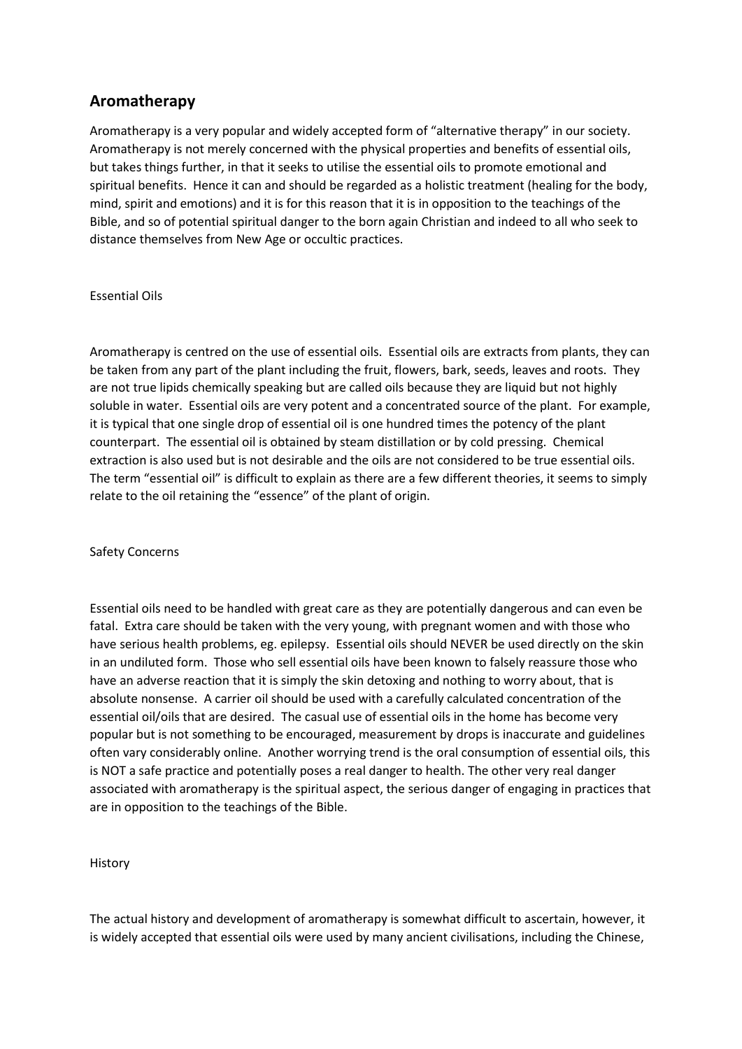## Aromatherapy

Aromatherapy is a very popular and widely accepted form of "alternative therapy" in our society. Aromatherapy is not merely concerned with the physical properties and benefits of essential oils, but takes things further, in that it seeks to utilise the essential oils to promote emotional and spiritual benefits. Hence it can and should be regarded as a holistic treatment (healing for the body, mind, spirit and emotions) and it is for this reason that it is in opposition to the teachings of the Bible, and so of potential spiritual danger to the born again Christian and indeed to all who seek to distance themselves from New Age or occultic practices.

Essential Oils

Aromatherapy is centred on the use of essential oils. Essential oils are extracts from plants, they can be taken from any part of the plant including the fruit, flowers, bark, seeds, leaves and roots. They are not true lipids chemically speaking but are called oils because they are liquid but not highly soluble in water. Essential oils are very potent and a concentrated source of the plant. For example, it is typical that one single drop of essential oil is one hundred times the potency of the plant counterpart. The essential oil is obtained by steam distillation or by cold pressing. Chemical extraction is also used but is not desirable and the oils are not considered to be true essential oils. The term "essential oil" is difficult to explain as there are a few different theories, it seems to simply relate to the oil retaining the "essence" of the plant of origin.

Safety Concerns

Essential oils need to be handled with great care as they are potentially dangerous and can even be fatal. Extra care should be taken with the very young, with pregnant women and with those who have serious health problems, eg. epilepsy. Essential oils should NEVER be used directly on the skin in an undiluted form. Those who sell essential oils have been known to falsely reassure those who have an adverse reaction that it is simply the skin detoxing and nothing to worry about, that is absolute nonsense. A carrier oil should be used with a carefully calculated concentration of the essential oil/oils that are desired. The casual use of essential oils in the home has become very popular but is not something to be encouraged, measurement by drops is inaccurate and guidelines often vary considerably online. Another worrying trend is the oral consumption of essential oils, this is NOT a safe practice and potentially poses a real danger to health. The other very real danger associated with aromatherapy is the spiritual aspect, the serious danger of engaging in practices that are in opposition to the teachings of the Bible.

History

The actual history and development of aromatherapy is somewhat difficult to ascertain, however, it is widely accepted that essential oils were used by many ancient civilisations, including the Chinese,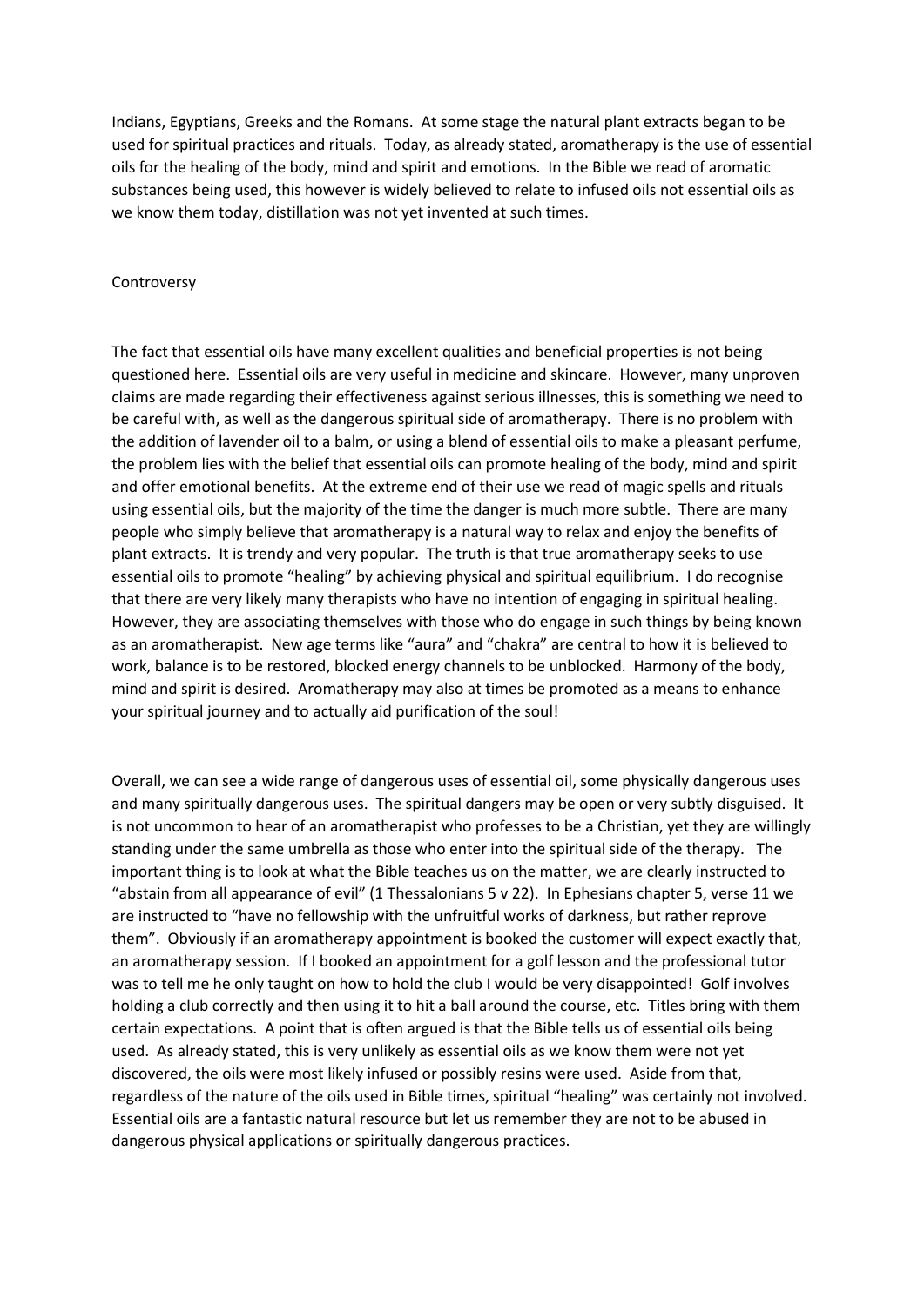Indians, Egyptians, Greeks and the Romans. At some stage the natural plant extracts began to be used for spiritual practices and rituals. Today, as already stated, aromatherapy is the use of essential oils for the healing of the body, mind and spirit and emotions. In the Bible we read of aromatic substances being used, this however is widely believed to relate to infused oils not essential oils as we know them today, distillation was not yet invented at such times.

## Controversy

The fact that essential oils have many excellent qualities and beneficial properties is not being questioned here. Essential oils are very useful in medicine and skincare. However, many unproven claims are made regarding their effectiveness against serious illnesses, this is something we need to be careful with, as well as the dangerous spiritual side of aromatherapy. There is no problem with the addition of lavender oil to a balm, or using a blend of essential oils to make a pleasant perfume, the problem lies with the belief that essential oils can promote healing of the body, mind and spirit and offer emotional benefits. At the extreme end of their use we read of magic spells and rituals using essential oils, but the majority of the time the danger is much more subtle. There are many people who simply believe that aromatherapy is a natural way to relax and enjoy the benefits of plant extracts. It is trendy and very popular. The truth is that true aromatherapy seeks to use essential oils to promote "healing" by achieving physical and spiritual equilibrium. I do recognise that there are very likely many therapists who have no intention of engaging in spiritual healing. However, they are associating themselves with those who do engage in such things by being known as an aromatherapist. New age terms like "aura" and "chakra" are central to how it is believed to work, balance is to be restored, blocked energy channels to be unblocked. Harmony of the body, mind and spirit is desired. Aromatherapy may also at times be promoted as a means to enhance your spiritual journey and to actually aid purification of the soul!

Overall, we can see a wide range of dangerous uses of essential oil, some physically dangerous uses and many spiritually dangerous uses. The spiritual dangers may be open or very subtly disguised. It is not uncommon to hear of an aromatherapist who professes to be a Christian, yet they are willingly standing under the same umbrella as those who enter into the spiritual side of the therapy. The important thing is to look at what the Bible teaches us on the matter, we are clearly instructed to "abstain from all appearance of evil" (1 Thessalonians 5 v 22). In Ephesians chapter 5, verse 11 we are instructed to "have no fellowship with the unfruitful works of darkness, but rather reprove them". Obviously if an aromatherapy appointment is booked the customer will expect exactly that, an aromatherapy session. If I booked an appointment for a golf lesson and the professional tutor was to tell me he only taught on how to hold the club I would be very disappointed! Golf involves holding a club correctly and then using it to hit a ball around the course, etc. Titles bring with them certain expectations. A point that is often argued is that the Bible tells us of essential oils being used. As already stated, this is very unlikely as essential oils as we know them were not yet discovered, the oils were most likely infused or possibly resins were used. Aside from that, regardless of the nature of the oils used in Bible times, spiritual "healing" was certainly not involved. Essential oils are a fantastic natural resource but let us remember they are not to be abused in dangerous physical applications or spiritually dangerous practices.